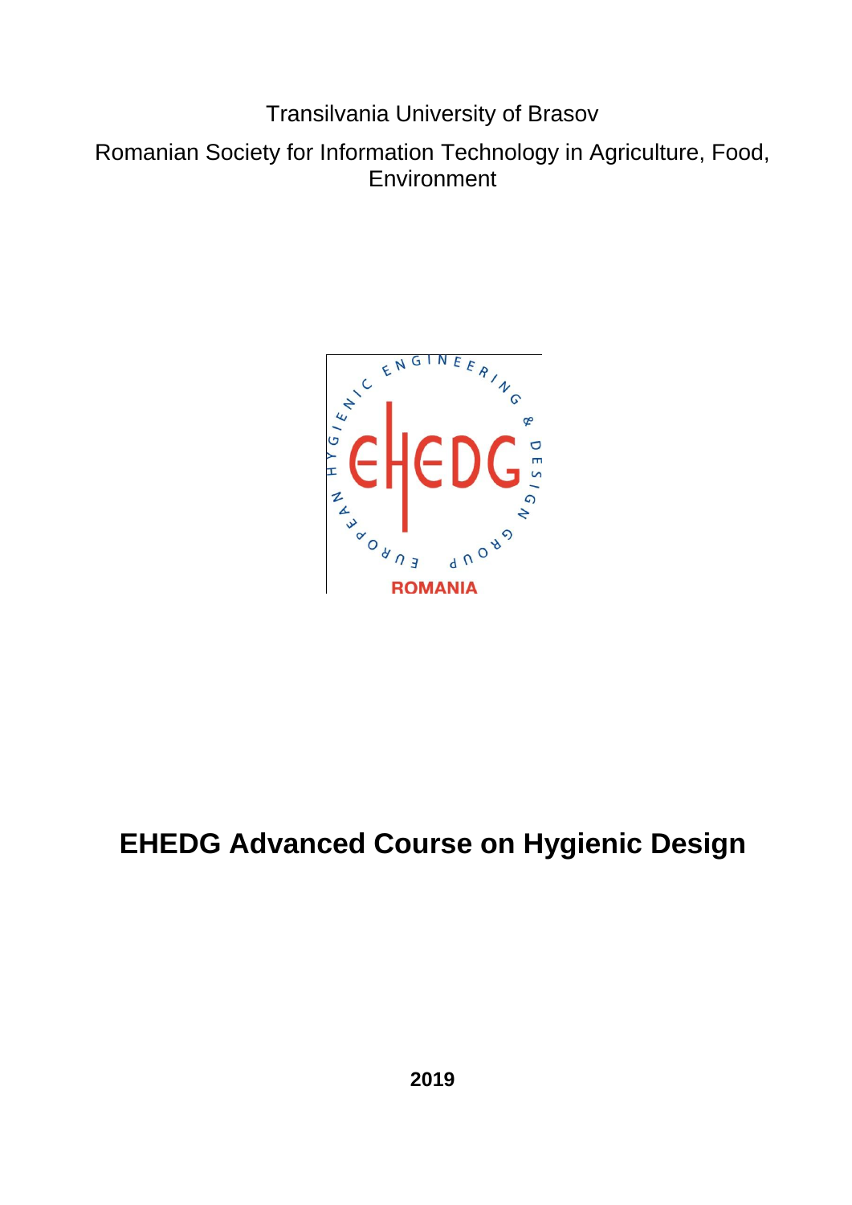Transilvania University of Brasov

Romanian Society for Information Technology in Agriculture, Food, Environment

# EHEDG Advanced Course on Hygienic Design

**2019**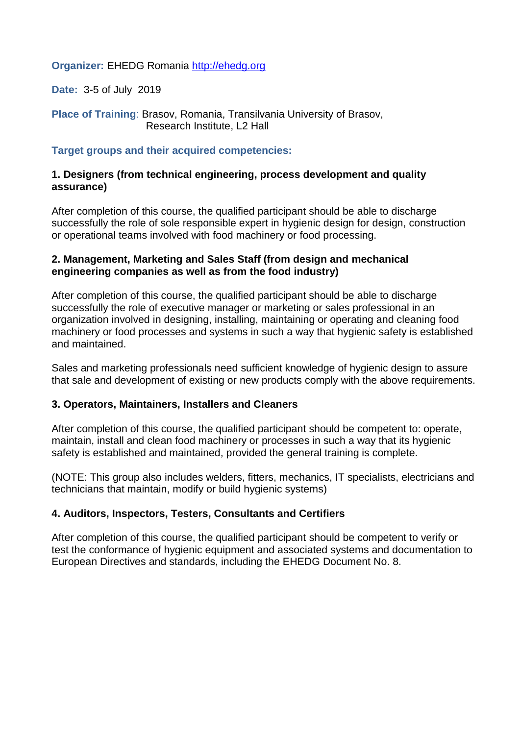**Organizer:** EHEDG Romania [http://ehedg.org](http://ehedg.org)

**Date:** 3-5 of July 2019

**Place of Training**: Brasov, Romania, Transilvania University of Brasov, Research Institute, L2 Hall

## Target groups and their acquired competencies:

### 1. Designers (from technical engineering, process development and quality assurance)

After completion of this course, the qualified participant should be able to discharge successfully the role of sole responsible expert in hygienic design for design, construction or operational teams involved with food machinery or food processing.

### 2. Management, Marketing and Sales Staff (from design and mechanical engineering companies as well as from the food industry)

After completion of this course, the qualified participant should be able to discharge successfully the role of executive manager or marketing or sales professional in an organization involved in designing, installing, maintaining or operating and cleaning food machinery or food processes and systems in such a way that hygienic safety is established and maintained.

Sales and marketing professionals need sufficient knowledge of hygienic design to assure that sale and development of existing or new products comply with the above requirements.

### 3. Operators, Maintainers, Installers and Cleaners

After completion of this course, the qualified participant should be competent to: operate, maintain, install and clean food machinery or processes in such a way that its hygienic safety is established and maintained, provided the general training is complete.

(NOTE: This group also includes welders, fitters, mechanics, IT specialists, electricians and technicians that maintain, modify or build hygienic systems)

### 4. Auditors, Inspectors, Testers, Consultants and Certifiers

After completion of this course, the qualified participant should be competent to verify or test the conformance of hygienic equipment and associated systems and documentation to European Directives and standards, including the EHEDG Document No. 8.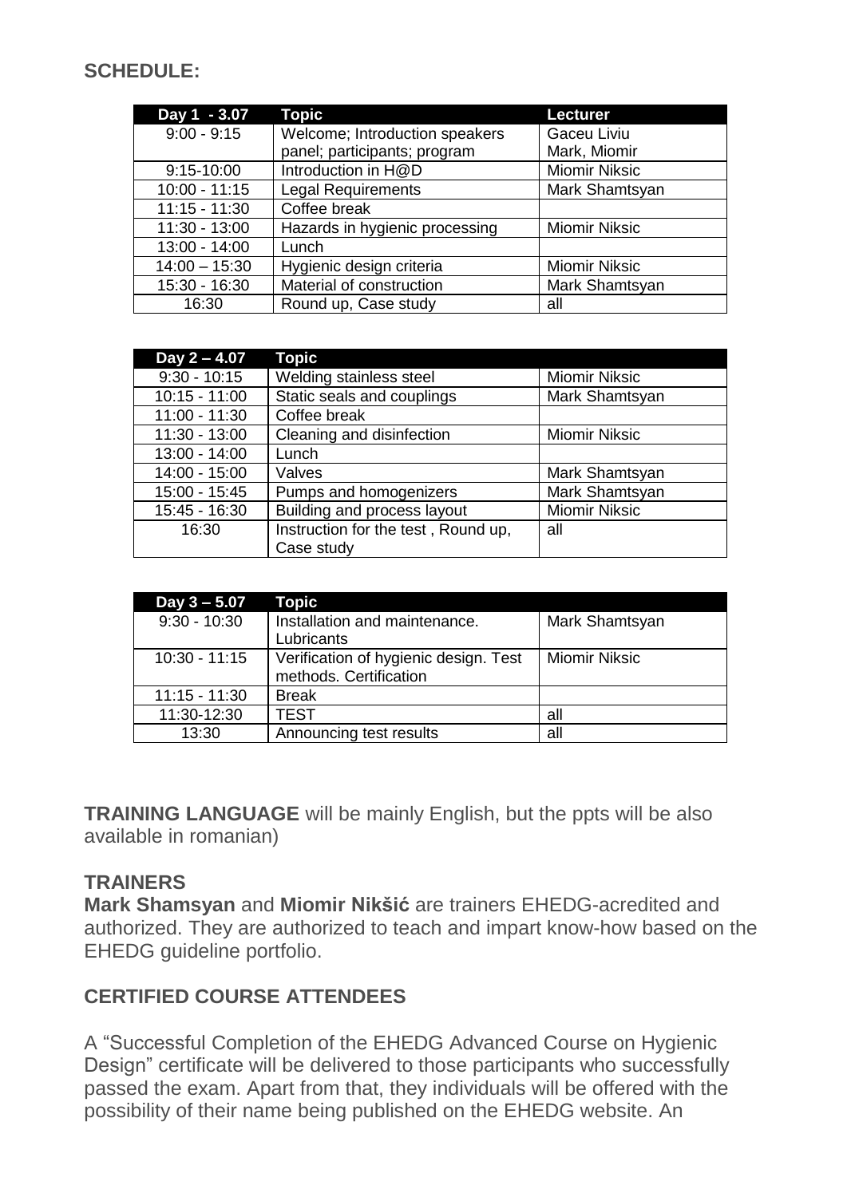**SCHEDULE:**

| Day 1 - 3.07 | Topic | Lecturer |
|---|---|---|
| 9:00 - 9:15 | Welcome; Introduction speakers panel; participants; program | Gaceu Liviu Mark, Miomir |
| 9:15-10:00 | Introduction in H@D | Miomir Niksic |
| 10:00 - 11:15 | Legal Requirements | Mark Shamtsyan |
| 11:15 - 11:30 | Coffee break | |
| 11:30 - 13:00 | Hazards in hygienic processing | Miomir Niksic |
| 13:00 - 14:00 | Lunch | |
| 14:00 – 15:30 | Hygienic design criteria | Miomir Niksic |
| 15:30 - 16:30 | Material of construction | Mark Shamtsyan |
| 16:30 | Round up, Case study | all |

| Day 2 – 4.07 | Topic | |
|---|---|---|
| 9:30 - 10:15 | Welding stainless steel | Miomir Niksic |
| 10:15 - 11:00 | Static seals and couplings | Mark Shamtsyan |
| 11:00 - 11:30 | Coffee break | |
| 11:30 - 13:00 | Cleaning and disinfection | Miomir Niksic |
| 13:00 - 14:00 | Lunch | |
| 14:00 - 15:00 | Valves | Mark Shamtsyan |
| 15:00 - 15:45 | Pumps and homogenizers | Mark Shamtsyan |
| 15:45 - 16:30 | Building and process layout | Miomir Niksic |
| 16:30 | Instruction for the test , Round up, Case study | all |

| Day 3 – 5.07 | Topic | |
|---|---|---|
| 9:30 - 10:30 | Installation and maintenance. Lubricants | Mark Shamtsyan |
| 10:30 - 11:15 | Verification of hygienic design. Test methods. Certification | Miomir Niksic |
| 11:15 - 11:30 | Break | |
| 11:30-12:30 | TEST | all |
| 13:30 | Announcing test results | all |

**TRAINING LANGUAGE** will be mainly English, but the ppts will be also available in romanian)

## TRAINERS

**Mark Shamsyan** and **Miomir Nikšić** are trainers EHEDG-acredited and authorized. They are authorized to teach and impart know-how based on the EHEDG guideline portfolio.

## CERTIFIED COURSE ATTENDEES

A "Successful Completion of the EHEDG Advanced Course on Hygienic Design" certificate will be delivered to those participants who successfully passed the exam. Apart from that, they individuals will be offered with the possibility of their name being published on the EHEDG website. An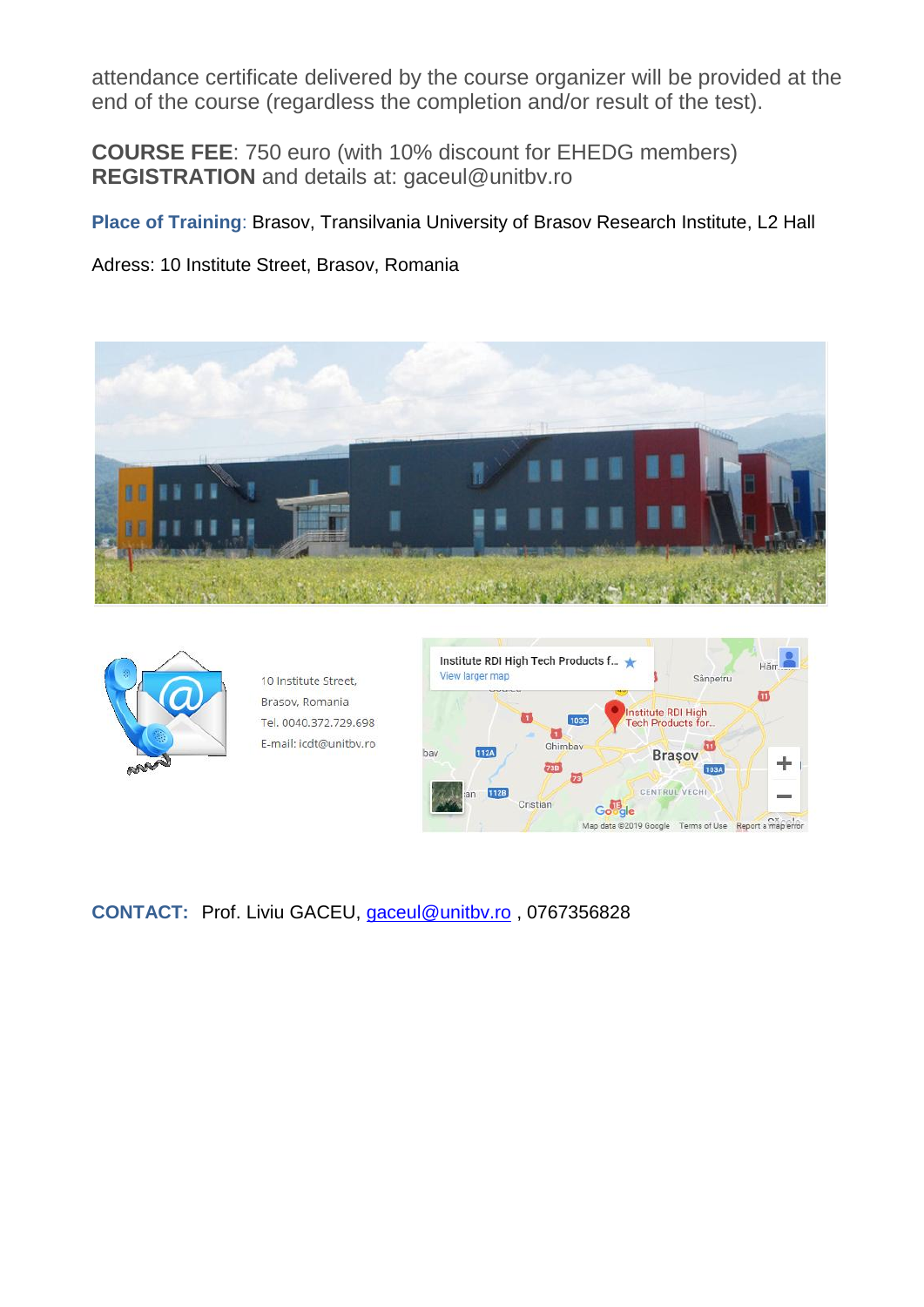attendance certificate delivered by the course organizer will be provided at the end of the course (regardless the completion and/or result of the test).

**COURSE FEE**: 750 euro (with 10% discount for EHEDG members)
**REGISTRATION** and details at: gaceul@unitbv.ro

**Place of Training**: Brasov, Transilvania University of Brasov Research Institute, L2 Hall

Adress: 10 Institute Street, Brasov, Romania

10 Institute Street,
Brasov, Romania
Tel. 0040.372.729.698
E-mail: icdt@unitbv.ro

**CONTACT:** Prof. Liviu GACEU, gaceul@unitbv.ro , 0767356828